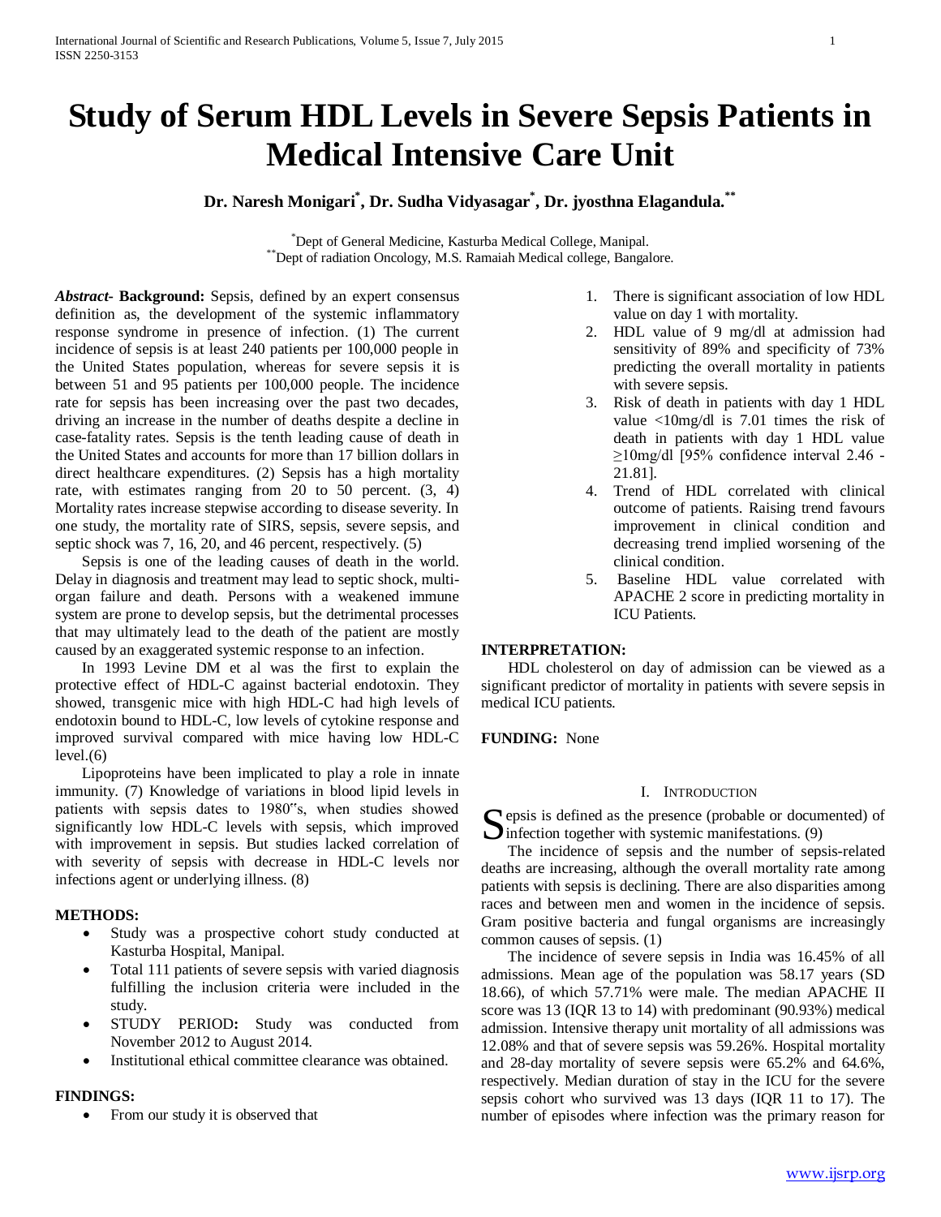# Study of Serum HDL Levels in Severe Sepsis Patients in Medical Intensive Care Unit

**Dr. Naresh Monigari[*], Dr. Sudha Vidyasagar[*], Dr. jyosthna Elagandula.[**]**

[*]Dept of General Medicine, Kasturba Medical College, Manipal.
[**]Dept of radiation Oncology, M.S. Ramaiah Medical college, Bangalore.

***Abstract*- Background:** Sepsis, defined by an expert consensus definition as, the development of the systemic inflammatory response syndrome in presence of infection. (1) The current incidence of sepsis is at least 240 patients per 100,000 people in the United States population, whereas for severe sepsis it is between 51 and 95 patients per 100,000 people. The incidence rate for sepsis has been increasing over the past two decades, driving an increase in the number of deaths despite a decline in case-fatality rates. Sepsis is the tenth leading cause of death in the United States and accounts for more than 17 billion dollars in direct healthcare expenditures. (2) Sepsis has a high mortality rate, with estimates ranging from 20 to 50 percent. (3, 4) Mortality rates increase stepwise according to disease severity. In one study, the mortality rate of SIRS, sepsis, severe sepsis, and septic shock was 7, 16, 20, and 46 percent, respectively. (5)

Sepsis is one of the leading causes of death in the world. Delay in diagnosis and treatment may lead to septic shock, multi-organ failure and death. Persons with a weakened immune system are prone to develop sepsis, but the detrimental processes that may ultimately lead to the death of the patient are mostly caused by an exaggerated systemic response to an infection.

In 1993 Levine DM et al was the first to explain the protective effect of HDL-C against bacterial endotoxin. They showed, transgenic mice with high HDL-C had high levels of endotoxin bound to HDL-C, low levels of cytokine response and improved survival compared with mice having low HDL-C level.(6)

Lipoproteins have been implicated to play a role in innate immunity. (7) Knowledge of variations in blood lipid levels in patients with sepsis dates to 1980‟s, when studies showed significantly low HDL-C levels with sepsis, which improved with improvement in sepsis. But studies lacked correlation of with severity of sepsis with decrease in HDL-C levels nor infections agent or underlying illness. (8)

**METHODS:**

- Study was a prospective cohort study conducted at Kasturba Hospital, Manipal.
- Total 111 patients of severe sepsis with varied diagnosis fulfilling the inclusion criteria were included in the study.
- STUDY PERIOD**:** Study was conducted from November 2012 to August 2014.
- Institutional ethical committee clearance was obtained.

**FINDINGS:**

- From our study it is observed that

1. There is significant association of low HDL value on day 1 with mortality.
2. HDL value of 9 mg/dl at admission had sensitivity of 89% and specificity of 73% predicting the overall mortality in patients with severe sepsis.
3. Risk of death in patients with day 1 HDL value <10mg/dl is 7.01 times the risk of death in patients with day 1 HDL value ≥10mg/dl [95% confidence interval 2.46 - 21.81].
4. Trend of HDL correlated with clinical outcome of patients. Raising trend favours improvement in clinical condition and decreasing trend implied worsening of the clinical condition.
5. Baseline HDL value correlated with APACHE 2 score in predicting mortality in ICU Patients.

**INTERPRETATION:**

HDL cholesterol on day of admission can be viewed as a significant predictor of mortality in patients with severe sepsis in medical ICU patients.

**FUNDING:** None

## I. Introduction

Sepsis is defined as the presence (probable or documented) of infection together with systemic manifestations. (9)

The incidence of sepsis and the number of sepsis-related deaths are increasing, although the overall mortality rate among patients with sepsis is declining. There are also disparities among races and between men and women in the incidence of sepsis. Gram positive bacteria and fungal organisms are increasingly common causes of sepsis. (1)

The incidence of severe sepsis in India was 16.45% of all admissions. Mean age of the population was 58.17 years (SD 18.66), of which 57.71% were male. The median APACHE II score was 13 (IQR 13 to 14) with predominant (90.93%) medical admission. Intensive therapy unit mortality of all admissions was 12.08% and that of severe sepsis was 59.26%. Hospital mortality and 28-day mortality of severe sepsis were 65.2% and 64.6%, respectively. Median duration of stay in the ICU for the severe sepsis cohort who survived was 13 days (IQR 11 to 17). The number of episodes where infection was the primary reason for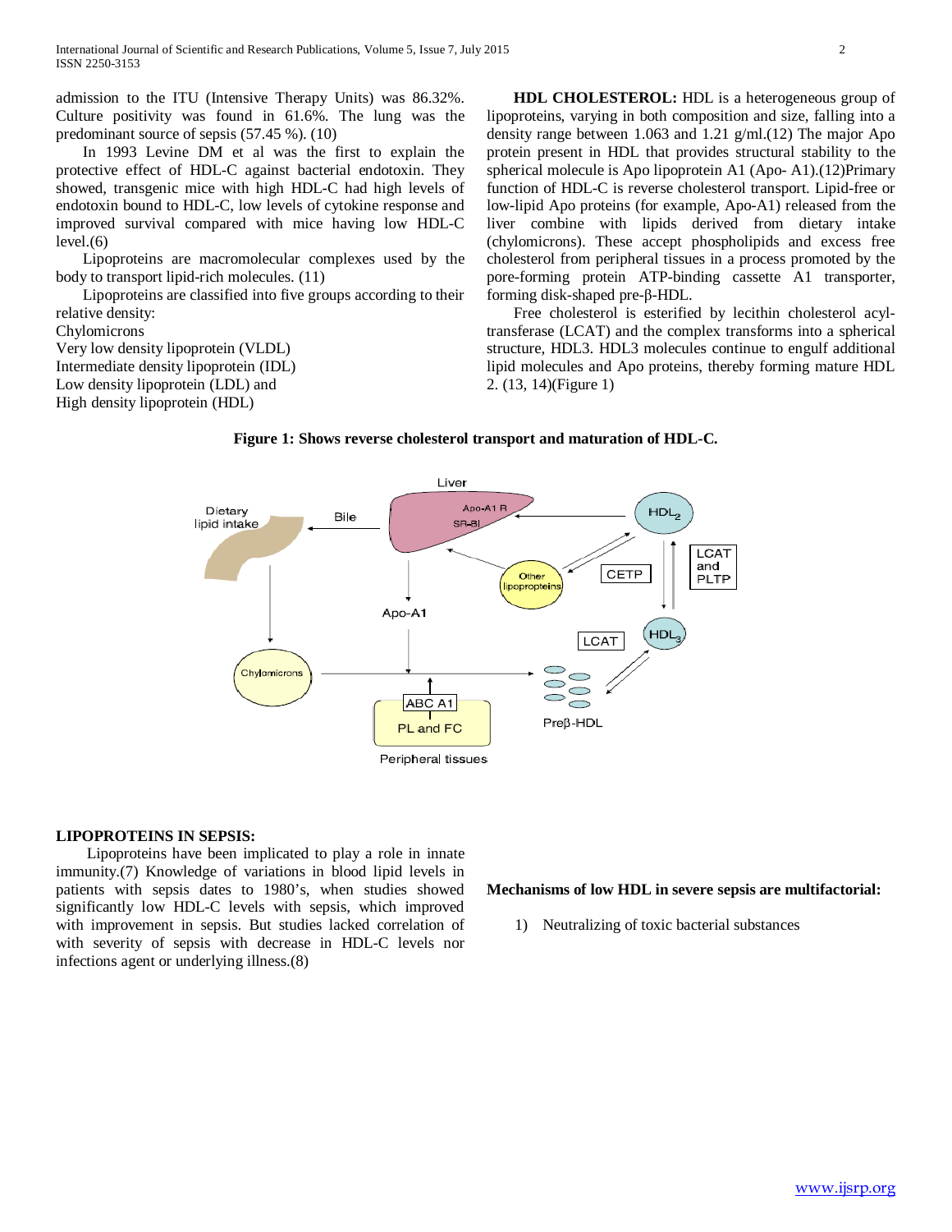admission to the ITU (Intensive Therapy Units) was 86.32%. Culture positivity was found in 61.6%. The lung was the predominant source of sepsis (57.45 %). (10)

In 1993 Levine DM et al was the first to explain the protective effect of HDL-C against bacterial endotoxin. They showed, transgenic mice with high HDL-C had high levels of endotoxin bound to HDL-C, low levels of cytokine response and improved survival compared with mice having low HDL-C level.(6)

Lipoproteins are macromolecular complexes used by the body to transport lipid-rich molecules. (11)

Lipoproteins are classified into five groups according to their relative density:

Chylomicrons
Very low density lipoprotein (VLDL)
Intermediate density lipoprotein (IDL)
Low density lipoprotein (LDL) and
High density lipoprotein (HDL)

**HDL CHOLESTEROL:** HDL is a heterogeneous group of lipoproteins, varying in both composition and size, falling into a density range between 1.063 and 1.21 g/ml.(12) The major Apo protein present in HDL that provides structural stability to the spherical molecule is Apo lipoprotein A1 (Apo- A1).(12)Primary function of HDL-C is reverse cholesterol transport. Lipid-free or low-lipid Apo proteins (for example, Apo-A1) released from the liver combine with lipids derived from dietary intake (chylomicrons). These accept phospholipids and excess free cholesterol from peripheral tissues in a process promoted by the pore-forming protein ATP-binding cassette A1 transporter, forming disk-shaped pre-β-HDL.

Free cholesterol is esterified by lecithin cholesterol acyl-transferase (LCAT) and the complex transforms into a spherical structure, HDL3. HDL3 molecules continue to engulf additional lipid molecules and Apo proteins, thereby forming mature HDL 2. (13, 14)(Figure 1)

**Figure 1: Shows reverse cholesterol transport and maturation of HDL-C.**

Liver, Apo-A1 R, SR-BI, $HDL_2$, Dietary lipid intake, Bile, Other lipoproteins, CETP, LCAT and PLTP, Apo-A1, $HDL_3$, LCAT, Chylomicrons, ABC A1, PL and FC, Preβ-HDL, Peripheral tissues

**LIPOPROTEINS IN SEPSIS:**

Lipoproteins have been implicated to play a role in innate immunity.(7) Knowledge of variations in blood lipid levels in patients with sepsis dates to 1980's, when studies showed significantly low HDL-C levels with sepsis, which improved with improvement in sepsis. But studies lacked correlation of with severity of sepsis with decrease in HDL-C levels nor infections agent or underlying illness.(8)

**Mechanisms of low HDL in severe sepsis are multifactorial:**

1) Neutralizing of toxic bacterial substances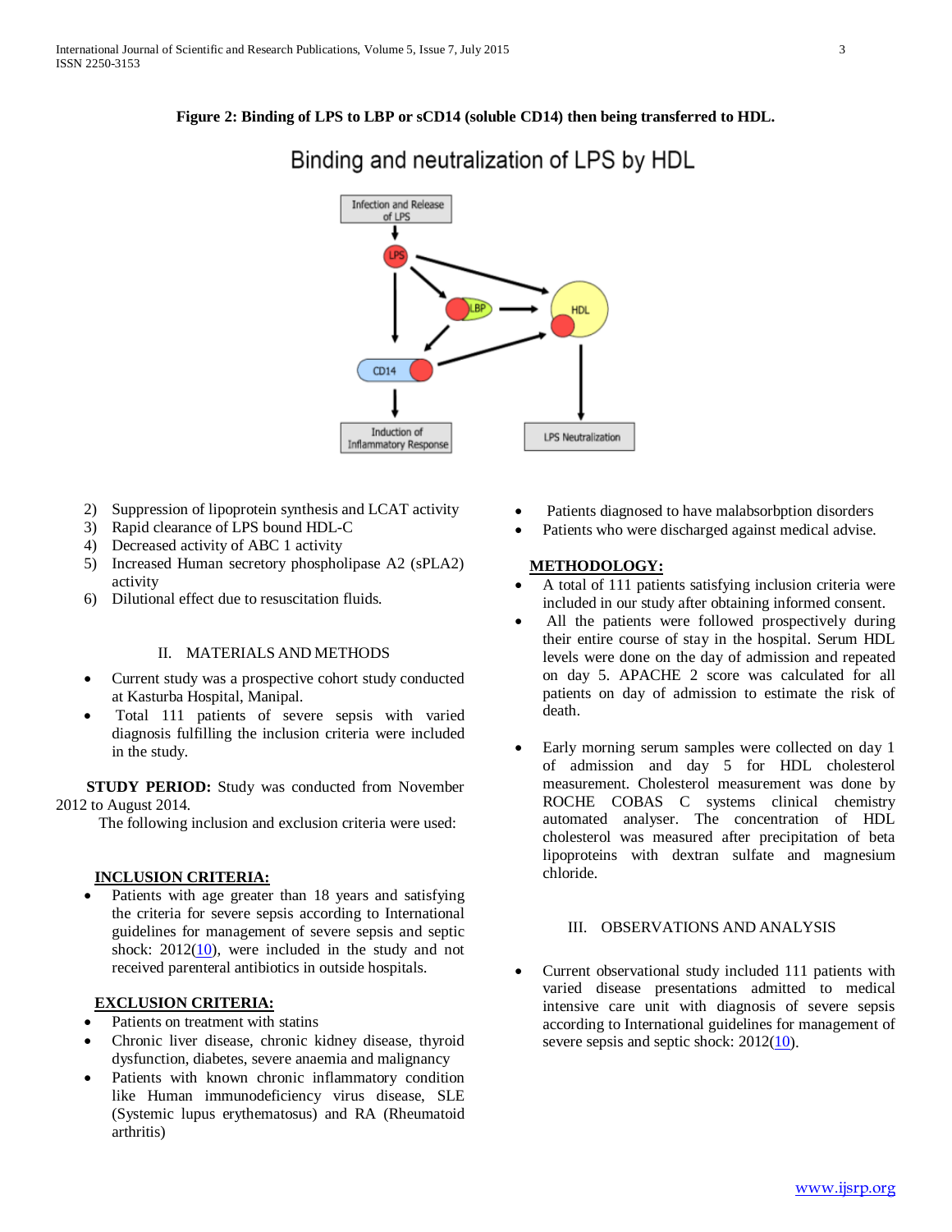**Figure 2: Binding of LPS to LBP or sCD14 (soluble CD14) then being transferred to HDL.**

2) Suppression of lipoprotein synthesis and LCAT activity
3) Rapid clearance of LPS bound HDL-C
4) Decreased activity of ABC 1 activity
5) Increased Human secretory phospholipase A2 (sPLA2) activity
6) Dilutional effect due to resuscitation fluids.

## II. MATERIALS AND METHODS

- Current study was a prospective cohort study conducted at Kasturba Hospital, Manipal.
- Total 111 patients of severe sepsis with varied diagnosis fulfilling the inclusion criteria were included in the study.

**STUDY PERIOD:** Study was conducted from November 2012 to August 2014.

The following inclusion and exclusion criteria were used:

**INCLUSION CRITERIA:**

- Patients with age greater than 18 years and satisfying the criteria for severe sepsis according to International guidelines for management of severe sepsis and septic shock: 2012(10), were included in the study and not received parenteral antibiotics in outside hospitals.

**EXCLUSION CRITERIA:**

- Patients on treatment with statins
- Chronic liver disease, chronic kidney disease, thyroid dysfunction, diabetes, severe anaemia and malignancy
- Patients with known chronic inflammatory condition like Human immunodeficiency virus disease, SLE (Systemic lupus erythematosus) and RA (Rheumatoid arthritis)
- Patients diagnosed to have malabsorbption disorders
- Patients who were discharged against medical advise.

**METHODOLOGY:**

- A total of 111 patients satisfying inclusion criteria were included in our study after obtaining informed consent.
- All the patients were followed prospectively during their entire course of stay in the hospital. Serum HDL levels were done on the day of admission and repeated on day 5. APACHE 2 score was calculated for all patients on day of admission to estimate the risk of death.
- Early morning serum samples were collected on day 1 of admission and day 5 for HDL cholesterol measurement. Cholesterol measurement was done by ROCHE COBAS C systems clinical chemistry automated analyser. The concentration of HDL cholesterol was measured after precipitation of beta lipoproteins with dextran sulfate and magnesium chloride.

## III. OBSERVATIONS AND ANALYSIS

- Current observational study included 111 patients with varied disease presentations admitted to medical intensive care unit with diagnosis of severe sepsis according to International guidelines for management of severe sepsis and septic shock: 2012(10).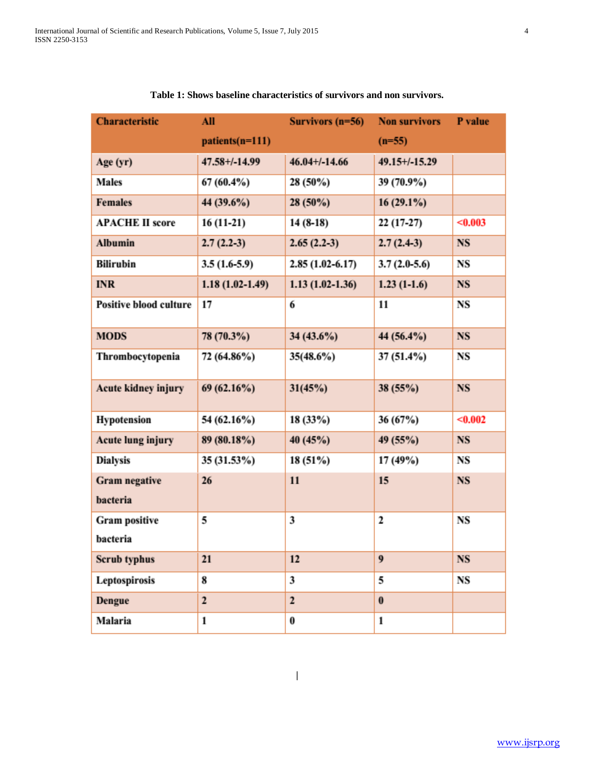**Table 1: Shows baseline characteristics of survivors and non survivors.**

| Characteristic | All patients(n=111) | Survivors (n=56) | Non survivors (n=55) | P value |
|---|---|---|---|---|
| Age (yr) | 47.58+/-14.99 | 46.04+/-14.66 | 49.15+/-15.29 | |
| Males | 67 (60.4%) | 28 (50%) | 39 (70.9%) | |
| Females | 44 (39.6%) | 28 (50%) | 16 (29.1%) | |
| APACHE II score | 16 (11-21) | 14 (8-18) | 22 (17-27) | <0.003 |
| Albumin | 2.7 (2.2-3) | 2.65 (2.2-3) | 2.7 (2.4-3) | NS |
| Bilirubin | 3.5 (1.6-5.9) | 2.85 (1.02-6.17) | 3.7 (2.0-5.6) | NS |
| INR | 1.18 (1.02-1.49) | 1.13 (1.02-1.36) | 1.23 (1-1.6) | NS |
| Positive blood culture | 17 | 6 | 11 | NS |
| MODS | 78 (70.3%) | 34 (43.6%) | 44 (56.4%) | NS |
| Thrombocytopenia | 72 (64.86%) | 35(48.6%) | 37 (51.4%) | NS |
| Acute kidney injury | 69 (62.16%) | 31(45%) | 38 (55%) | NS |
| Hypotension | 54 (62.16%) | 18 (33%) | 36 (67%) | <0.002 |
| Acute lung injury | 89 (80.18%) | 40 (45%) | 49 (55%) | NS |
| Dialysis | 35 (31.53%) | 18 (51%) | 17 (49%) | NS |
| Gram negative bacteria | 26 | 11 | 15 | NS |
| Gram positive bacteria | 5 | 3 | 2 | NS |
| Scrub typhus | 21 | 12 | 9 | NS |
| Leptospirosis | 8 | 3 | 5 | NS |
| Dengue | 2 | 2 | 0 | |
| Malaria | 1 | 0 | 1 | |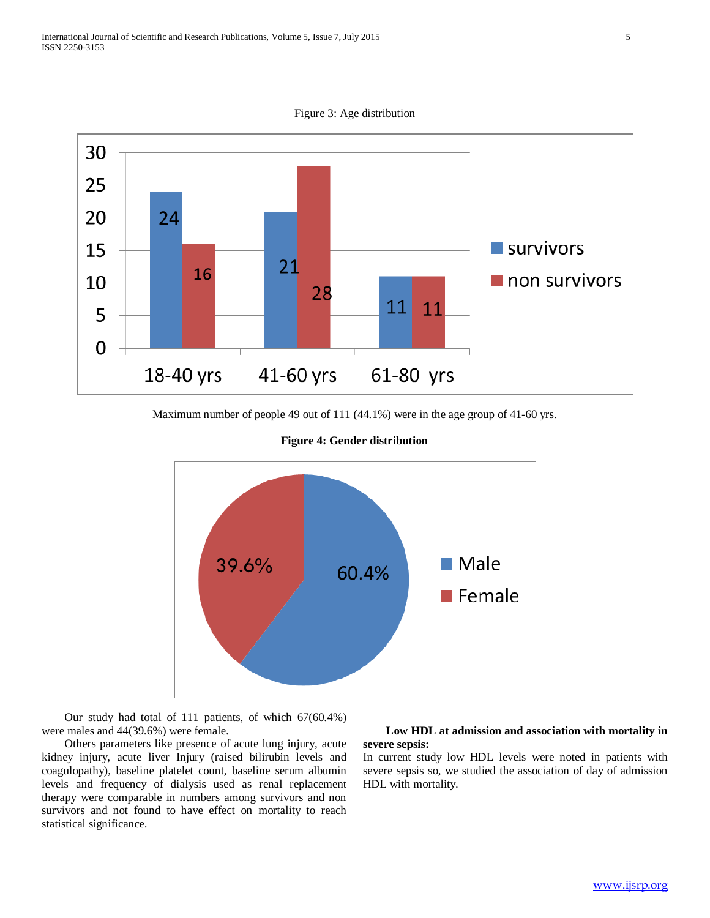Figure 3: Age distribution

Maximum number of people 49 out of 111 (44.1%) were in the age group of 41-60 yrs.

**Figure 4: Gender distribution**

Our study had total of 111 patients, of which 67(60.4%) were males and 44(39.6%) were female.

Others parameters like presence of acute lung injury, acute kidney injury, acute liver Injury (raised bilirubin levels and coagulopathy), baseline platelet count, baseline serum albumin levels and frequency of dialysis used as renal replacement therapy were comparable in numbers among survivors and non survivors and not found to have effect on mortality to reach statistical significance.

**Low HDL at admission and association with mortality in severe sepsis:**

In current study low HDL levels were noted in patients with severe sepsis so, we studied the association of day of admission HDL with mortality.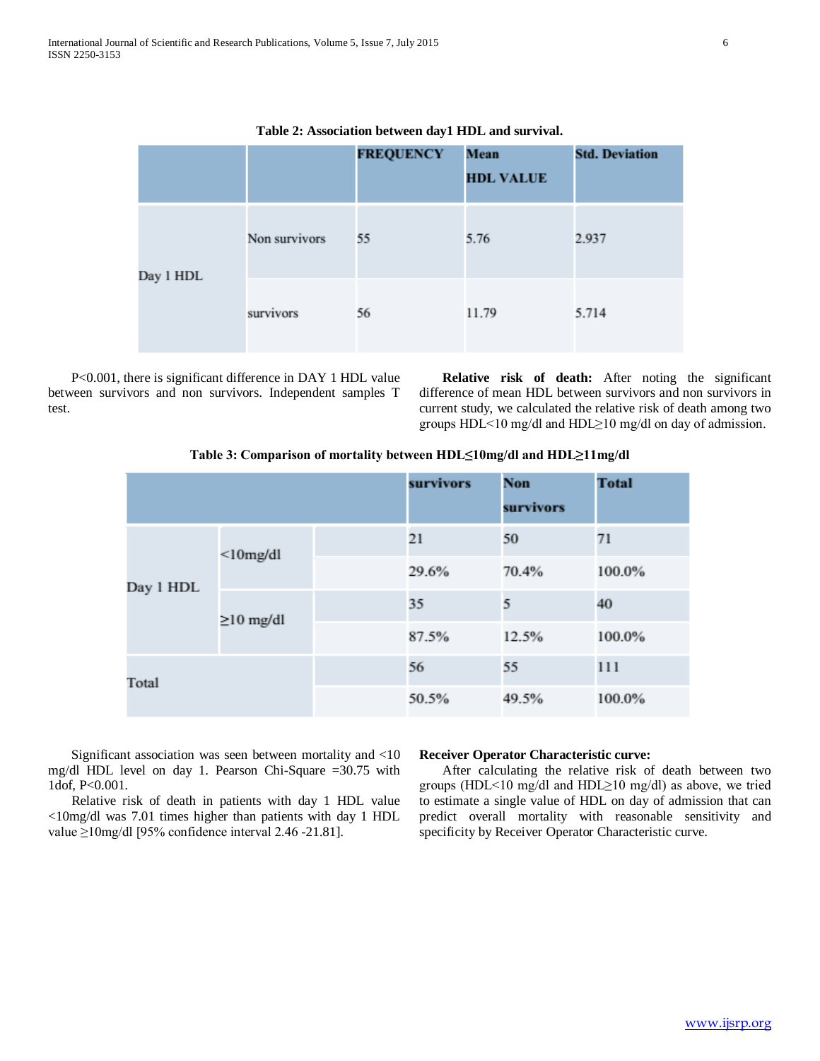**Table 2: Association between day1 HDL and survival.**

| | | FREQUENCY | Mean HDL VALUE | Std. Deviation |
|---|---|---|---|---|
| Day 1 HDL | Non survivors | 55 | 5.76 | 2.937 |
| | survivors | 56 | 11.79 | 5.714 |

P<0.001, there is significant difference in DAY 1 HDL value between survivors and non survivors. Independent samples T test.

**Relative risk of death:** After noting the significant difference of mean HDL between survivors and non survivors in current study, we calculated the relative risk of death among two groups HDL<10 mg/dl and HDL≥10 mg/dl on day of admission.

**Table 3: Comparison of mortality between HDL≤10mg/dl and HDL≥11mg/dl**

| | | | survivors | Non survivors | Total |
|---|---|---|---|---|---|
| Day 1 HDL | <10mg/dl | | 21 | 50 | 71 |
| | | | 29.6% | 70.4% | 100.0% |
| | ≥10 mg/dl | | 35 | 5 | 40 |
| | | | 87.5% | 12.5% | 100.0% |
| Total | | | 56 | 55 | 111 |
| | | | 50.5% | 49.5% | 100.0% |

Significant association was seen between mortality and <10 mg/dl HDL level on day 1. Pearson Chi-Square =30.75 with 1dof, P<0.001.

Relative risk of death in patients with day 1 HDL value <10mg/dl was 7.01 times higher than patients with day 1 HDL value ≥10mg/dl [95% confidence interval 2.46 -21.81].

**Receiver Operator Characteristic curve:**

After calculating the relative risk of death between two groups (HDL<10 mg/dl and HDL≥10 mg/dl) as above, we tried to estimate a single value of HDL on day of admission that can predict overall mortality with reasonable sensitivity and specificity by Receiver Operator Characteristic curve.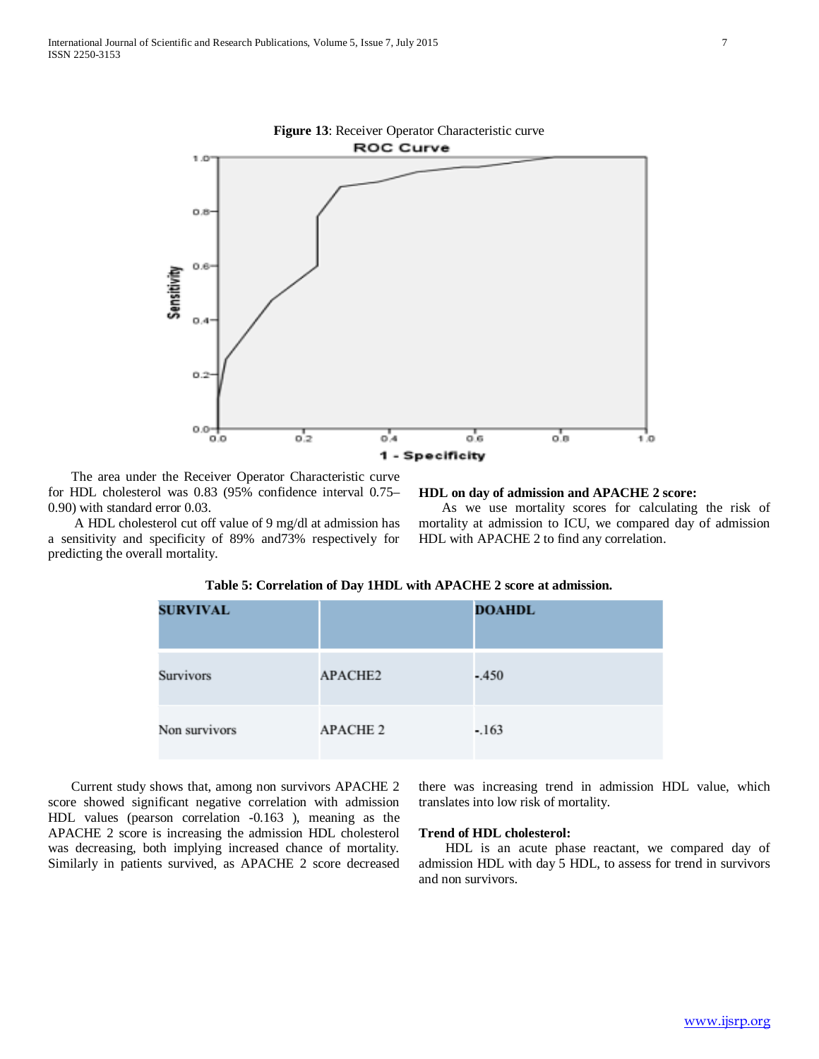**Figure 13**: Receiver Operator Characteristic curve

The area under the Receiver Operator Characteristic curve for HDL cholesterol was 0.83 (95% confidence interval 0.75–0.90) with standard error 0.03.

A HDL cholesterol cut off value of 9 mg/dl at admission has a sensitivity and specificity of 89% and73% respectively for predicting the overall mortality.

**HDL on day of admission and APACHE 2 score:**

As we use mortality scores for calculating the risk of mortality at admission to ICU, we compared day of admission HDL with APACHE 2 to find any correlation.

**Table 5: Correlation of Day 1HDL with APACHE 2 score at admission.**

| SURVIVAL | | DOAHDL |
|---|---|---|
| Survivors | APACHE2 | -.450 |
| Non survivors | APACHE 2 | -.163 |

Current study shows that, among non survivors APACHE 2 score showed significant negative correlation with admission HDL values (pearson correlation -0.163 ), meaning as the APACHE 2 score is increasing the admission HDL cholesterol was decreasing, both implying increased chance of mortality. Similarly in patients survived, as APACHE 2 score decreased there was increasing trend in admission HDL value, which translates into low risk of mortality.

**Trend of HDL cholesterol:**

HDL is an acute phase reactant, we compared day of admission HDL with day 5 HDL, to assess for trend in survivors and non survivors.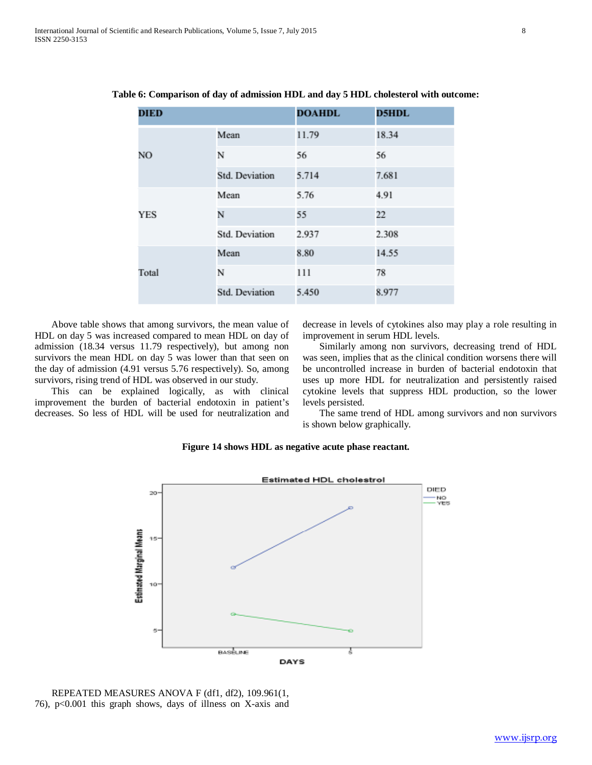**Table 6: Comparison of day of admission HDL and day 5 HDL cholesterol with outcome:**

| DIED | | DOAHDL | D5HDL |
|---|---|---|---|
| NO | Mean | 11.79 | 18.34 |
| | N | 56 | 56 |
| | Std. Deviation | 5.714 | 7.681 |
| YES | Mean | 5.76 | 4.91 |
| | N | 55 | 22 |
| | Std. Deviation | 2.937 | 2.308 |
| Total | Mean | 8.80 | 14.55 |
| | N | 111 | 78 |
| | Std. Deviation | 5.450 | 8.977 |

Above table shows that among survivors, the mean value of HDL on day 5 was increased compared to mean HDL on day of admission (18.34 versus 11.79 respectively), but among non survivors the mean HDL on day 5 was lower than that seen on the day of admission (4.91 versus 5.76 respectively). So, among survivors, rising trend of HDL was observed in our study.

This can be explained logically, as with clinical improvement the burden of bacterial endotoxin in patient's decreases. So less of HDL will be used for neutralization and decrease in levels of cytokines also may play a role resulting in improvement in serum HDL levels.

Similarly among non survivors, decreasing trend of HDL was seen, implies that as the clinical condition worsens there will be uncontrolled increase in burden of bacterial endotoxin that uses up more HDL for neutralization and persistently raised cytokine levels that suppress HDL production, so the lower levels persisted.

The same trend of HDL among survivors and non survivors is shown below graphically.

**Figure 14 shows HDL as negative acute phase reactant.**

REPEATED MEASURES ANOVA F (df1, df2), 109.961(1, 76), $p<0.001$ this graph shows, days of illness on X-axis and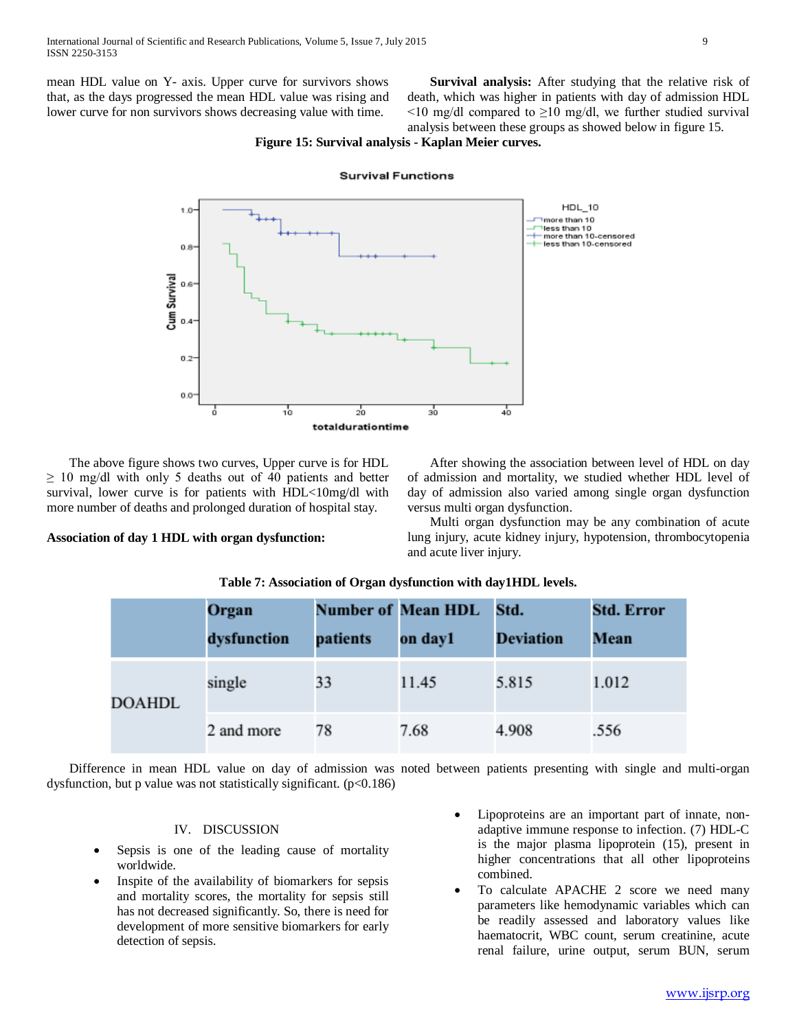mean HDL value on Y- axis. Upper curve for survivors shows that, as the days progressed the mean HDL value was rising and lower curve for non survivors shows decreasing value with time.

**Survival analysis:** After studying that the relative risk of death, which was higher in patients with day of admission HDL <10 mg/dl compared to ≥10 mg/dl, we further studied survival analysis between these groups as showed below in figure 15.

**Figure 15: Survival analysis - Kaplan Meier curves.**

The above figure shows two curves, Upper curve is for HDL ≥ 10 mg/dl with only 5 deaths out of 40 patients and better survival, lower curve is for patients with HDL<10mg/dl with more number of deaths and prolonged duration of hospital stay.

**Association of day 1 HDL with organ dysfunction:**

After showing the association between level of HDL on day of admission and mortality, we studied whether HDL level of day of admission also varied among single organ dysfunction versus multi organ dysfunction.

Multi organ dysfunction may be any combination of acute lung injury, acute kidney injury, hypotension, thrombocytopenia and acute liver injury.

**Table 7: Association of Organ dysfunction with day1HDL levels.**

| | Organ dysfunction | Number of patients | Mean HDL on day1 | Std. Deviation | Std. Error Mean |
|---|---|---|---|---|---|
| DOAHDL | single | 33 | 11.45 | 5.815 | 1.012 |
| | 2 and more | 78 | 7.68 | 4.908 | .556 |

Difference in mean HDL value on day of admission was noted between patients presenting with single and multi-organ dysfunction, but p value was not statistically significant. (p<0.186)

## IV. DISCUSSION

- Sepsis is one of the leading cause of mortality worldwide.
- Inspite of the availability of biomarkers for sepsis and mortality scores, the mortality for sepsis still has not decreased significantly. So, there is need for development of more sensitive biomarkers for early detection of sepsis.
- Lipoproteins are an important part of innate, non-adaptive immune response to infection. (7) HDL-C is the major plasma lipoprotein (15), present in higher concentrations that all other lipoproteins combined.
- To calculate APACHE 2 score we need many parameters like hemodynamic variables which can be readily assessed and laboratory values like haematocrit, WBC count, serum creatinine, acute renal failure, urine output, serum BUN, serum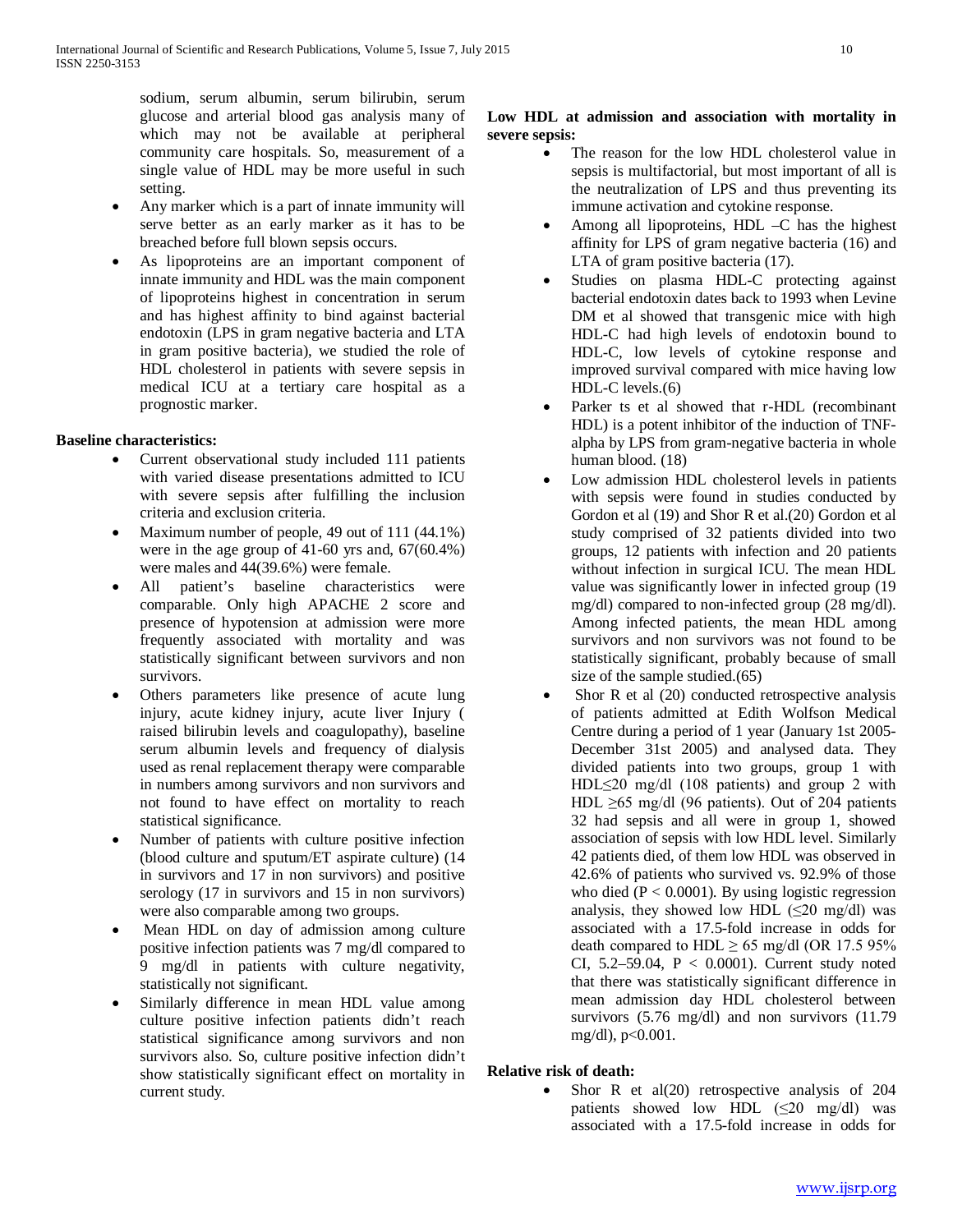sodium, serum albumin, serum bilirubin, serum glucose and arterial blood gas analysis many of which may not be available at peripheral community care hospitals. So, measurement of a single value of HDL may be more useful in such setting.

- Any marker which is a part of innate immunity will serve better as an early marker as it has to be breached before full blown sepsis occurs.
- As lipoproteins are an important component of innate immunity and HDL was the main component of lipoproteins highest in concentration in serum and has highest affinity to bind against bacterial endotoxin (LPS in gram negative bacteria and LTA in gram positive bacteria), we studied the role of HDL cholesterol in patients with severe sepsis in medical ICU at a tertiary care hospital as a prognostic marker.

**Baseline characteristics:**

- Current observational study included 111 patients with varied disease presentations admitted to ICU with severe sepsis after fulfilling the inclusion criteria and exclusion criteria.
- Maximum number of people, 49 out of 111 (44.1%) were in the age group of 41-60 yrs and, 67(60.4%) were males and 44(39.6%) were female.
- All patient's baseline characteristics were comparable. Only high APACHE 2 score and presence of hypotension at admission were more frequently associated with mortality and was statistically significant between survivors and non survivors.
- Others parameters like presence of acute lung injury, acute kidney injury, acute liver Injury ( raised bilirubin levels and coagulopathy), baseline serum albumin levels and frequency of dialysis used as renal replacement therapy were comparable in numbers among survivors and non survivors and not found to have effect on mortality to reach statistical significance.
- Number of patients with culture positive infection (blood culture and sputum/ET aspirate culture) (14 in survivors and 17 in non survivors) and positive serology (17 in survivors and 15 in non survivors) were also comparable among two groups.
- Mean HDL on day of admission among culture positive infection patients was 7 mg/dl compared to 9 mg/dl in patients with culture negativity, statistically not significant.
- Similarly difference in mean HDL value among culture positive infection patients didn't reach statistical significance among survivors and non survivors also. So, culture positive infection didn't show statistically significant effect on mortality in current study.

**Low HDL at admission and association with mortality in severe sepsis:**

- The reason for the low HDL cholesterol value in sepsis is multifactorial, but most important of all is the neutralization of LPS and thus preventing its immune activation and cytokine response.
- Among all lipoproteins, HDL –C has the highest affinity for LPS of gram negative bacteria (16) and LTA of gram positive bacteria (17).
- Studies on plasma HDL-C protecting against bacterial endotoxin dates back to 1993 when Levine DM et al showed that transgenic mice with high HDL-C had high levels of endotoxin bound to HDL-C, low levels of cytokine response and improved survival compared with mice having low HDL-C levels.(6)
- Parker ts et al showed that r-HDL (recombinant HDL) is a potent inhibitor of the induction of TNF-alpha by LPS from gram-negative bacteria in whole human blood. (18)
- Low admission HDL cholesterol levels in patients with sepsis were found in studies conducted by Gordon et al (19) and Shor R et al.(20) Gordon et al study comprised of 32 patients divided into two groups, 12 patients with infection and 20 patients without infection in surgical ICU. The mean HDL value was significantly lower in infected group (19 mg/dl) compared to non-infected group (28 mg/dl). Among infected patients, the mean HDL among survivors and non survivors was not found to be statistically significant, probably because of small size of the sample studied.(65)
- Shor R et al (20) conducted retrospective analysis of patients admitted at Edith Wolfson Medical Centre during a period of 1 year (January 1st 2005-December 31st 2005) and analysed data. They divided patients into two groups, group 1 with HDL≤20 mg/dl (108 patients) and group 2 with HDL ≥65 mg/dl (96 patients). Out of 204 patients 32 had sepsis and all were in group 1, showed association of sepsis with low HDL level. Similarly 42 patients died, of them low HDL was observed in 42.6% of patients who survived vs. 92.9% of those who died ($P < 0.0001$). By using logistic regression analysis, they showed low HDL (≤20 mg/dl) was associated with a 17.5-fold increase in odds for death compared to HDL ≥ 65 mg/dl (OR 17.5 95% CI, 5.2–59.04, $P < 0.0001$). Current study noted that there was statistically significant difference in mean admission day HDL cholesterol between survivors (5.76 mg/dl) and non survivors (11.79 mg/dl), $p<0.001$.

**Relative risk of death:**

- Shor R et al(20) retrospective analysis of 204 patients showed low HDL (≤20 mg/dl) was associated with a 17.5-fold increase in odds for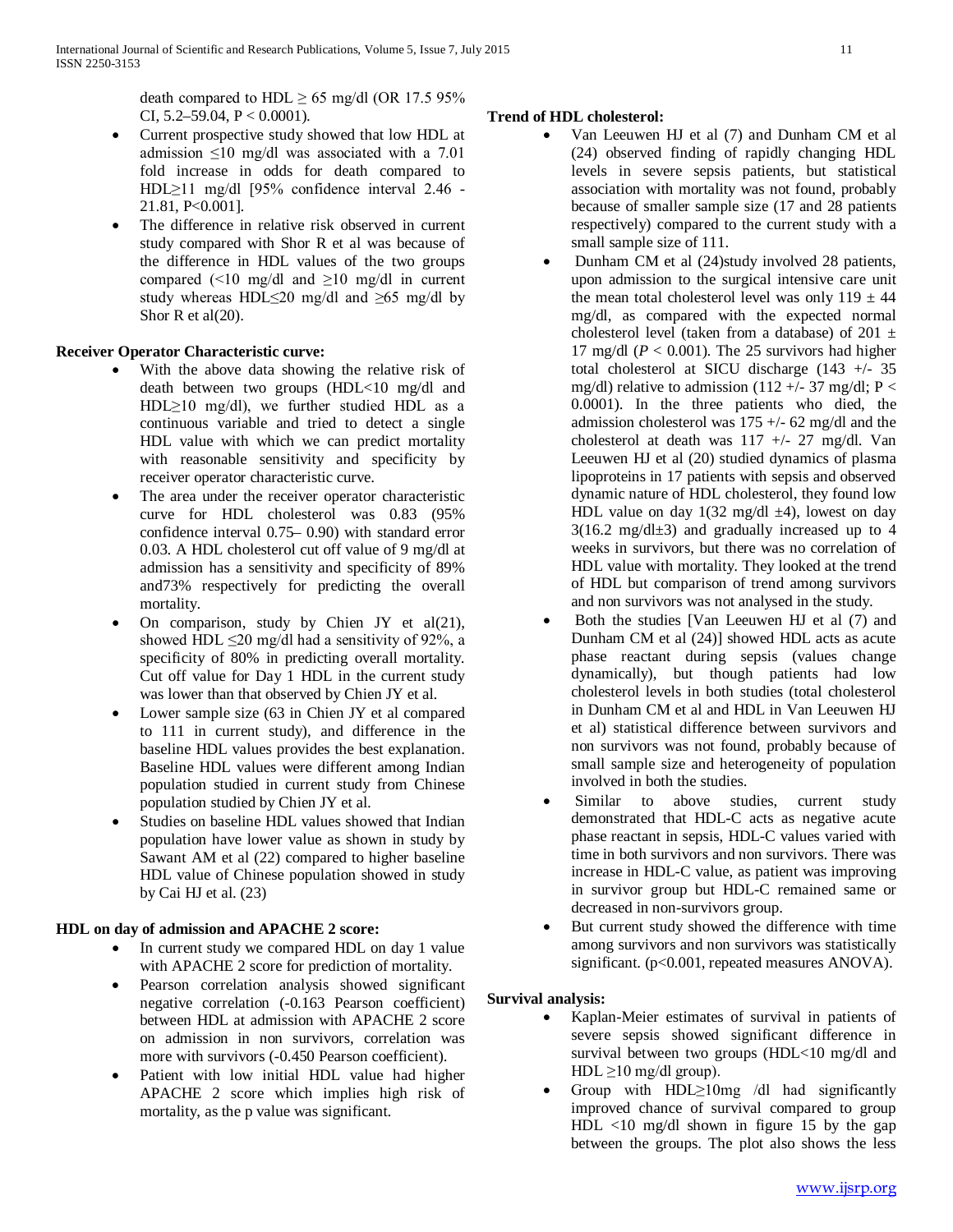death compared to HDL $\geq$ 65 mg/dl (OR 17.5 95% CI, 5.2–59.04, $P < 0.0001$).

- Current prospective study showed that low HDL at admission $\leq$10 mg/dl was associated with a 7.01 fold increase in odds for death compared to HDL$\geq$11 mg/dl [95% confidence interval 2.46 - 21.81, $P<0.001$].
- The difference in relative risk observed in current study compared with Shor R et al was because of the difference in HDL values of the two groups compared (<10 mg/dl and $\geq$10 mg/dl in current study whereas HDL$\leq$20 mg/dl and $\geq$65 mg/dl by Shor R et al(20).

**Receiver Operator Characteristic curve:**

- With the above data showing the relative risk of death between two groups (HDL<10 mg/dl and HDL$\geq$10 mg/dl), we further studied HDL as a continuous variable and tried to detect a single HDL value with which we can predict mortality with reasonable sensitivity and specificity by receiver operator characteristic curve.
- The area under the receiver operator characteristic curve for HDL cholesterol was 0.83 (95% confidence interval 0.75– 0.90) with standard error 0.03. A HDL cholesterol cut off value of 9 mg/dl at admission has a sensitivity and specificity of 89% and73% respectively for predicting the overall mortality.
- On comparison, study by Chien JY et al(21), showed HDL $\leq$20 mg/dl had a sensitivity of 92%, a specificity of 80% in predicting overall mortality. Cut off value for Day 1 HDL in the current study was lower than that observed by Chien JY et al.
- Lower sample size (63 in Chien JY et al compared to 111 in current study), and difference in the baseline HDL values provides the best explanation. Baseline HDL values were different among Indian population studied in current study from Chinese population studied by Chien JY et al.
- Studies on baseline HDL values showed that Indian population have lower value as shown in study by Sawant AM et al (22) compared to higher baseline HDL value of Chinese population showed in study by Cai HJ et al. (23)

**HDL on day of admission and APACHE 2 score:**

- In current study we compared HDL on day 1 value with APACHE 2 score for prediction of mortality.
- Pearson correlation analysis showed significant negative correlation (-0.163 Pearson coefficient) between HDL at admission with APACHE 2 score on admission in non survivors, correlation was more with survivors (-0.450 Pearson coefficient).
- Patient with low initial HDL value had higher APACHE 2 score which implies high risk of mortality, as the p value was significant.

**Trend of HDL cholesterol:**

- Van Leeuwen HJ et al (7) and Dunham CM et al (24) observed finding of rapidly changing HDL levels in severe sepsis patients, but statistical association with mortality was not found, probably because of smaller sample size (17 and 28 patients respectively) compared to the current study with a small sample size of 111.
- Dunham CM et al (24)study involved 28 patients, upon admission to the surgical intensive care unit the mean total cholesterol level was only 119 $\pm$ 44 mg/dl, as compared with the expected normal cholesterol level (taken from a database) of 201 $\pm$ 17 mg/dl ($P < 0.001$). The 25 survivors had higher total cholesterol at SICU discharge (143 +/- 35 mg/dl) relative to admission (112 +/- 37 mg/dl; $P < 0.0001$). In the three patients who died, the admission cholesterol was 175 +/- 62 mg/dl and the cholesterol at death was 117 +/- 27 mg/dl. Van Leeuwen HJ et al (20) studied dynamics of plasma lipoproteins in 17 patients with sepsis and observed dynamic nature of HDL cholesterol, they found low HDL value on day 1(32 mg/dl $\pm$4), lowest on day 3(16.2 mg/dl$\pm$3) and gradually increased up to 4 weeks in survivors, but there was no correlation of HDL value with mortality. They looked at the trend of HDL but comparison of trend among survivors and non survivors was not analysed in the study.
- Both the studies [Van Leeuwen HJ et al (7) and Dunham CM et al (24)] showed HDL acts as acute phase reactant during sepsis (values change dynamically), but though patients had low cholesterol levels in both studies (total cholesterol in Dunham CM et al and HDL in Van Leeuwen HJ et al) statistical difference between survivors and non survivors was not found, probably because of small sample size and heterogeneity of population involved in both the studies.
- Similar to above studies, current study demonstrated that HDL-C acts as negative acute phase reactant in sepsis, HDL-C values varied with time in both survivors and non survivors. There was increase in HDL-C value, as patient was improving in survivor group but HDL-C remained same or decreased in non-survivors group.
- But current study showed the difference with time among survivors and non survivors was statistically significant. ($p<0.001$, repeated measures ANOVA).

**Survival analysis:**

- Kaplan-Meier estimates of survival in patients of severe sepsis showed significant difference in survival between two groups (HDL<10 mg/dl and HDL $\geq$10 mg/dl group).
- Group with HDL$\geq$10mg /dl had significantly improved chance of survival compared to group HDL <10 mg/dl shown in figure 15 by the gap between the groups. The plot also shows the less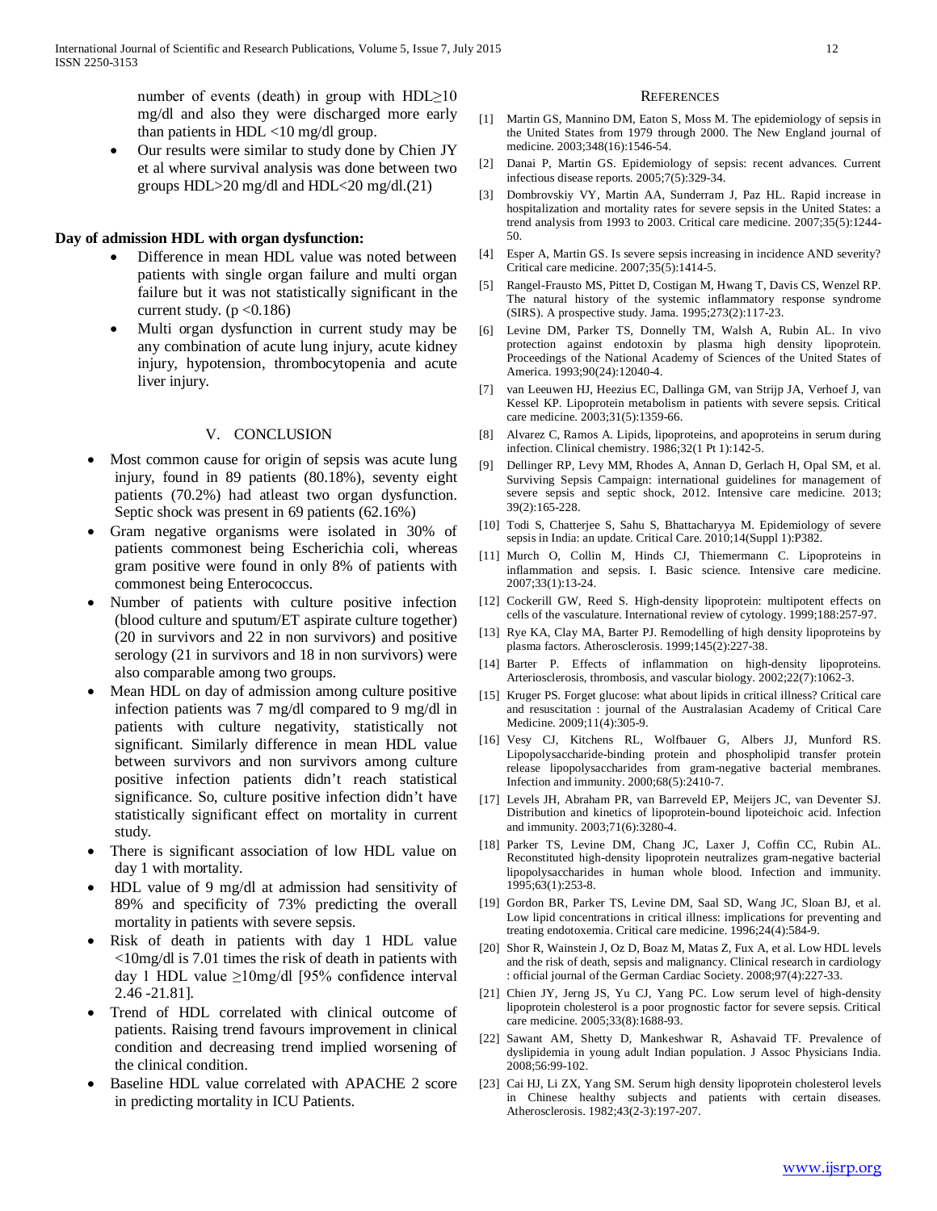- number of events (death) in group with HDL$\geq$10 mg/dl and also they were discharged more early than patients in HDL <10 mg/dl group.
- Our results were similar to study done by Chien JY et al where survival analysis was done between two groups HDL>20 mg/dl and HDL<20 mg/dl.(21)

**Day of admission HDL with organ dysfunction:**

- Difference in mean HDL value was noted between patients with single organ failure and multi organ failure but it was not statistically significant in the current study. ($p < 0.186$)
- Multi organ dysfunction in current study may be any combination of acute lung injury, acute kidney injury, hypotension, thrombocytopenia and acute liver injury.

## V. Conclusion

- Most common cause for origin of sepsis was acute lung injury, found in 89 patients (80.18%), seventy eight patients (70.2%) had atleast two organ dysfunction. Septic shock was present in 69 patients (62.16%)
- Gram negative organisms were isolated in 30% of patients commonest being Escherichia coli, whereas gram positive were found in only 8% of patients with commonest being Enterococcus.
- Number of patients with culture positive infection (blood culture and sputum/ET aspirate culture together) (20 in survivors and 22 in non survivors) and positive serology (21 in survivors and 18 in non survivors) were also comparable among two groups.
- Mean HDL on day of admission among culture positive infection patients was 7 mg/dl compared to 9 mg/dl in patients with culture negativity, statistically not significant. Similarly difference in mean HDL value between survivors and non survivors among culture positive infection patients didn't reach statistical significance. So, culture positive infection didn't have statistically significant effect on mortality in current study.
- There is significant association of low HDL value on day 1 with mortality.
- HDL value of 9 mg/dl at admission had sensitivity of 89% and specificity of 73% predicting the overall mortality in patients with severe sepsis.
- Risk of death in patients with day 1 HDL value <10mg/dl is 7.01 times the risk of death in patients with day 1 HDL value $\geq$10mg/dl [95% confidence interval 2.46 -21.81].
- Trend of HDL correlated with clinical outcome of patients. Raising trend favours improvement in clinical condition and decreasing trend implied worsening of the clinical condition.
- Baseline HDL value correlated with APACHE 2 score in predicting mortality in ICU Patients.

## References

[1] Martin GS, Mannino DM, Eaton S, Moss M. The epidemiology of sepsis in the United States from 1979 through 2000. The New England journal of medicine. 2003;348(16):1546-54.

[2] Danai P, Martin GS. Epidemiology of sepsis: recent advances. Current infectious disease reports. 2005;7(5):329-34.

[3] Dombrovskiy VY, Martin AA, Sunderram J, Paz HL. Rapid increase in hospitalization and mortality rates for severe sepsis in the United States: a trend analysis from 1993 to 2003. Critical care medicine. 2007;35(5):1244-50.

[4] Esper A, Martin GS. Is severe sepsis increasing in incidence AND severity? Critical care medicine. 2007;35(5):1414-5.

[5] Rangel-Frausto MS, Pittet D, Costigan M, Hwang T, Davis CS, Wenzel RP. The natural history of the systemic inflammatory response syndrome (SIRS). A prospective study. Jama. 1995;273(2):117-23.

[6] Levine DM, Parker TS, Donnelly TM, Walsh A, Rubin AL. In vivo protection against endotoxin by plasma high density lipoprotein. Proceedings of the National Academy of Sciences of the United States of America. 1993;90(24):12040-4.

[7] van Leeuwen HJ, Heezius EC, Dallinga GM, van Strijp JA, Verhoef J, van Kessel KP. Lipoprotein metabolism in patients with severe sepsis. Critical care medicine. 2003;31(5):1359-66.

[8] Alvarez C, Ramos A. Lipids, lipoproteins, and apoproteins in serum during infection. Clinical chemistry. 1986;32(1 Pt 1):142-5.

[9] Dellinger RP, Levy MM, Rhodes A, Annan D, Gerlach H, Opal SM, et al. Surviving Sepsis Campaign: international guidelines for management of severe sepsis and septic shock, 2012. Intensive care medicine. 2013; 39(2):165-228.

[10] Todi S, Chatterjee S, Sahu S, Bhattacharyya M. Epidemiology of severe sepsis in India: an update. Critical Care. 2010;14(Suppl 1):P382.

[11] Murch O, Collin M, Hinds CJ, Thiemermann C. Lipoproteins in inflammation and sepsis. I. Basic science. Intensive care medicine. 2007;33(1):13-24.

[12] Cockerill GW, Reed S. High-density lipoprotein: multipotent effects on cells of the vasculature. International review of cytology. 1999;188:257-97.

[13] Rye KA, Clay MA, Barter PJ. Remodelling of high density lipoproteins by plasma factors. Atherosclerosis. 1999;145(2):227-38.

[14] Barter P. Effects of inflammation on high-density lipoproteins. Arteriosclerosis, thrombosis, and vascular biology. 2002;22(7):1062-3.

[15] Kruger PS. Forget glucose: what about lipids in critical illness? Critical care and resuscitation : journal of the Australasian Academy of Critical Care Medicine. 2009;11(4):305-9.

[16] Vesy CJ, Kitchens RL, Wolfbauer G, Albers JJ, Munford RS. Lipopolysaccharide-binding protein and phospholipid transfer protein release lipopolysaccharides from gram-negative bacterial membranes. Infection and immunity. 2000;68(5):2410-7.

[17] Levels JH, Abraham PR, van Barreveld EP, Meijers JC, van Deventer SJ. Distribution and kinetics of lipoprotein-bound lipoteichoic acid. Infection and immunity. 2003;71(6):3280-4.

[18] Parker TS, Levine DM, Chang JC, Laxer J, Coffin CC, Rubin AL. Reconstituted high-density lipoprotein neutralizes gram-negative bacterial lipopolysaccharides in human whole blood. Infection and immunity. 1995;63(1):253-8.

[19] Gordon BR, Parker TS, Levine DM, Saal SD, Wang JC, Sloan BJ, et al. Low lipid concentrations in critical illness: implications for preventing and treating endotoxemia. Critical care medicine. 1996;24(4):584-9.

[20] Shor R, Wainstein J, Oz D, Boaz M, Matas Z, Fux A, et al. Low HDL levels and the risk of death, sepsis and malignancy. Clinical research in cardiology : official journal of the German Cardiac Society. 2008;97(4):227-33.

[21] Chien JY, Jerng JS, Yu CJ, Yang PC. Low serum level of high-density lipoprotein cholesterol is a poor prognostic factor for severe sepsis. Critical care medicine. 2005;33(8):1688-93.

[22] Sawant AM, Shetty D, Mankeshwar R, Ashavaid TF. Prevalence of dyslipidemia in young adult Indian population. J Assoc Physicians India. 2008;56:99-102.

[23] Cai HJ, Li ZX, Yang SM. Serum high density lipoprotein cholesterol levels in Chinese healthy subjects and patients with certain diseases. Atherosclerosis. 1982;43(2-3):197-207.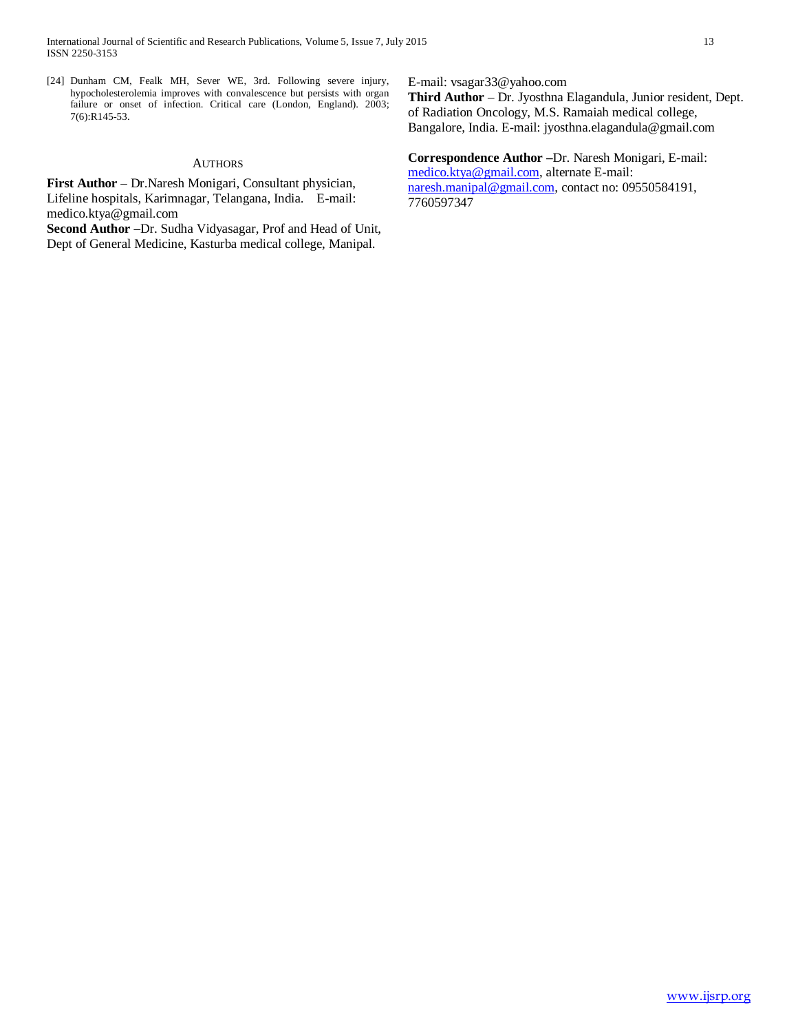[24] Dunham CM, Fealk MH, Sever WE, 3rd. Following severe injury, hypocholesterolemia improves with convalescence but persists with organ failure or onset of infection. Critical care (London, England). 2003; 7(6):R145-53.

## AUTHORS

**First Author** – Dr.Naresh Monigari, Consultant physician, Lifeline hospitals, Karimnagar, Telangana, India. E-mail: medico.ktya@gmail.com

**Second Author** –Dr. Sudha Vidyasagar, Prof and Head of Unit, Dept of General Medicine, Kasturba medical college, Manipal. E-mail: vsagar33@yahoo.com

**Third Author** – Dr. Jyosthna Elagandula, Junior resident, Dept. of Radiation Oncology, M.S. Ramaiah medical college, Bangalore, India. E-mail: jyosthna.elagandula@gmail.com

**Correspondence Author** –Dr. Naresh Monigari, E-mail: medico.ktya@gmail.com, alternate E-mail: naresh.manipal@gmail.com, contact no: 09550584191, 7760597347